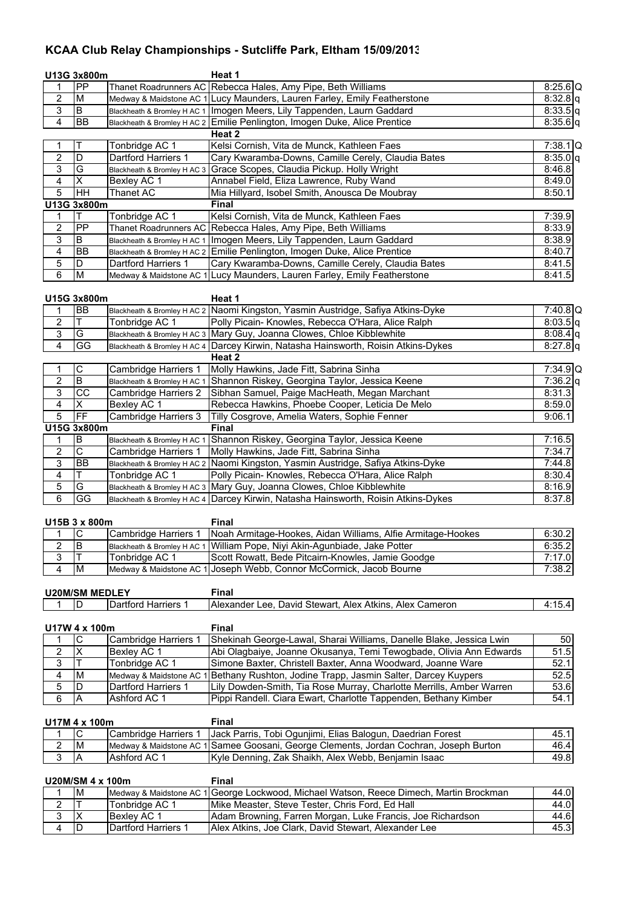# KCAA Club Relay Championships - Sutcliffe Park, Eltham 15/09/2013

## U13G 3x800m

**Heat 1**

| Pos | Code | Club | Athletes | Time | |
|---|---|---|---|---|---|
| 1 | PP | Thanet Roadrunners AC | Rebecca Hales, Amy Pipe, Beth Williams | 8:25.6 | Q |
| 2 | M | Medway & Maidstone AC 1 | Lucy Maunders, Lauren Farley, Emily Featherstone | 8:32.8 | q |
| 3 | B | Blackheath & Bromley H AC 1 | Imogen Meers, Lily Tappenden, Laurn Gaddard | 8:33.5 | q |
| 4 | BB | Blackheath & Bromley H AC 2 | Emilie Penlington, Imogen Duke, Alice Prentice | 8:35.6 | q |

**Heat 2**

| Pos | Code | Club | Athletes | Time | |
|---|---|---|---|---|---|
| 1 | T | Tonbridge AC 1 | Kelsi Cornish, Vita de Munck, Kathleen Faes | 7:38.1 | Q |
| 2 | D | Dartford Harriers 1 | Cary Kwaramba-Downs, Camille Cerely, Claudia Bates | 8:35.0 | q |
| 3 | G | Blackheath & Bromley H AC 3 | Grace Scopes, Claudia Pickup. Holly Wright | 8:46.8 | |
| 4 | X | Bexley AC 1 | Annabel Field, Eliza Lawrence, Ruby Wand | 8:49.0 | |
| 5 | HH | Thanet AC | Mia Hillyard, Isobel Smith, Anousca De Moubray | 8:50.1 | |

## U13G 3x800m

**Final**

| Pos | Code | Club | Athletes | Time |
|---|---|---|---|---|
| 1 | T | Tonbridge AC 1 | Kelsi Cornish, Vita de Munck, Kathleen Faes | 7:39.9 |
| 2 | PP | Thanet Roadrunners AC | Rebecca Hales, Amy Pipe, Beth Williams | 8:33.9 |
| 3 | B | Blackheath & Bromley H AC 1 | Imogen Meers, Lily Tappenden, Laurn Gaddard | 8:38.9 |
| 4 | BB | Blackheath & Bromley H AC 2 | Emilie Penlington, Imogen Duke, Alice Prentice | 8:40.7 |
| 5 | D | Dartford Harriers 1 | Cary Kwaramba-Downs, Camille Cerely, Claudia Bates | 8:41.5 |
| 6 | M | Medway & Maidstone AC 1 | Lucy Maunders, Lauren Farley, Emily Featherstone | 8:41.5 |

## U15G 3x800m

**Heat 1**

| Pos | Code | Club | Athletes | Time | |
|---|---|---|---|---|---|
| 1 | BB | Blackheath & Bromley H AC 2 | Naomi Kingston, Yasmin Austridge, Safiya Atkins-Dyke | 7:40.8 | Q |
| 2 | T | Tonbridge AC 1 | Polly Picain- Knowles, Rebecca O'Hara, Alice Ralph | 8:03.5 | q |
| 3 | G | Blackheath & Bromley H AC 3 | Mary Guy, Joanna Clowes, Chloe Kibblewhite | 8:08.4 | q |
| 4 | GG | Blackheath & Bromley H AC 4 | Darcey Kirwin, Natasha Hainsworth, Roisin Atkins-Dykes | 8:27.8 | q |

**Heat 2**

| Pos | Code | Club | Athletes | Time | |
|---|---|---|---|---|---|
| 1 | C | Cambridge Harriers 1 | Molly Hawkins, Jade Fitt, Sabrina Sinha | 7:34.9 | Q |
| 2 | B | Blackheath & Bromley H AC 1 | Shannon Riskey, Georgina Taylor, Jessica Keene | 7:36.2 | q |
| 3 | CC | Cambridge Harriers 2 | Sibhan Samuel, Paige MacHeath, Megan Marchant | 8:31.3 | |
| 4 | X | Bexley AC 1 | Rebecca Hawkins, Phoebe Cooper, Leticia De Melo | 8:59.0 | |
| 5 | FF | Cambridge Harriers 3 | Tilly Cosgrove, Amelia Waters, Sophie Fenner | 9:06.1 | |

## U15G 3x800m

**Final**

| Pos | Code | Club | Athletes | Time |
|---|---|---|---|---|
| 1 | B | Blackheath & Bromley H AC 1 | Shannon Riskey, Georgina Taylor, Jessica Keene | 7:16.5 |
| 2 | C | Cambridge Harriers 1 | Molly Hawkins, Jade Fitt, Sabrina Sinha | 7:34.7 |
| 3 | BB | Blackheath & Bromley H AC 2 | Naomi Kingston, Yasmin Austridge, Safiya Atkins-Dyke | 7:44.8 |
| 4 | T | Tonbridge AC 1 | Polly Picain- Knowles, Rebecca O'Hara, Alice Ralph | 8:30.4 |
| 5 | G | Blackheath & Bromley H AC 3 | Mary Guy, Joanna Clowes, Chloe Kibblewhite | 8:16.9 |
| 6 | GG | Blackheath & Bromley H AC 4 | Darcey Kirwin, Natasha Hainsworth, Roisin Atkins-Dykes | 8:37.8 |

## U15B 3 x 800m

**Final**

| Pos | Code | Club | Athletes | Time |
|---|---|---|---|---|
| 1 | C | Cambridge Harriers 1 | Noah Armitage-Hookes, Aidan Williams, Alfie Armitage-Hookes | 6:30.2 |
| 2 | B | Blackheath & Bromley H AC 1 | William Pope, Niyi Akin-Agunbiade, Jake Potter | 6:35.2 |
| 3 | T | Tonbridge AC 1 | Scott Rowatt, Bede Pitcairn-Knowles, Jamie Goodge | 7:17.0 |
| 4 | M | Medway & Maidstone AC 1 | Joseph Webb, Connor McCormick, Jacob Bourne | 7:38.2 |

## U20M/SM MEDLEY

**Final**

| Pos | Code | Club | Athletes | Time |
|---|---|---|---|---|
| 1 | D | Dartford Harriers 1 | Alexander Lee, David Stewart, Alex Atkins, Alex Cameron | 4:15.4 |

## U17W 4 x 100m

**Final**

| Pos | Code | Club | Athletes | Time |
|---|---|---|---|---|
| 1 | C | Cambridge Harriers 1 | Shekinah George-Lawal, Sharai Williams, Danelle Blake, Jessica Lwin | 50 |
| 2 | X | Bexley AC 1 | Abi Olagbaiye, Joanne Okusanya, Temi Tewogbade, Olivia Ann Edwards | 51.5 |
| 3 | T | Tonbridge AC 1 | Simone Baxter, Christell Baxter, Anna Woodward, Joanne Ware | 52.1 |
| 4 | M | Medway & Maidstone AC 1 | Bethany Rushton, Jodine Trapp, Jasmin Salter, Darcey Kuypers | 52.5 |
| 5 | D | Dartford Harriers 1 | Lily Dowden-Smith, Tia Rose Murray, Charlotte Merrills, Amber Warren | 53.6 |
| 6 | A | Ashford AC 1 | Pippi Randell. Ciara Ewart, Charlotte Tappenden, Bethany Kimber | 54.1 |

## U17M 4 x 100m

**Final**

| Pos | Code | Club | Athletes | Time |
|---|---|---|---|---|
| 1 | C | Cambridge Harriers 1 | Jack Parris, Tobi Ogunjimi, Elias Balogun, Daedrian Forest | 45.1 |
| 2 | M | Medway & Maidstone AC 1 | Samee Goosani, George Clements, Jordan Cochran, Joseph Burton | 46.4 |
| 3 | A | Ashford AC 1 | Kyle Denning, Zak Shaikh, Alex Webb, Benjamin Isaac | 49.8 |

## U20M/SM 4 x 100m

**Final**

| Pos | Code | Club | Athletes | Time |
|---|---|---|---|---|
| 1 | M | Medway & Maidstone AC 1 | George Lockwood, Michael Watson, Reece Dimech, Martin Brockman | 44.0 |
| 2 | T | Tonbridge AC 1 | Mike Measter, Steve Tester, Chris Ford, Ed Hall | 44.0 |
| 3 | X | Bexley AC 1 | Adam Browning, Farren Morgan, Luke Francis, Joe Richardson | 44.6 |
| 4 | D | Dartford Harriers 1 | Alex Atkins, Joe Clark, David Stewart, Alexander Lee | 45.3 |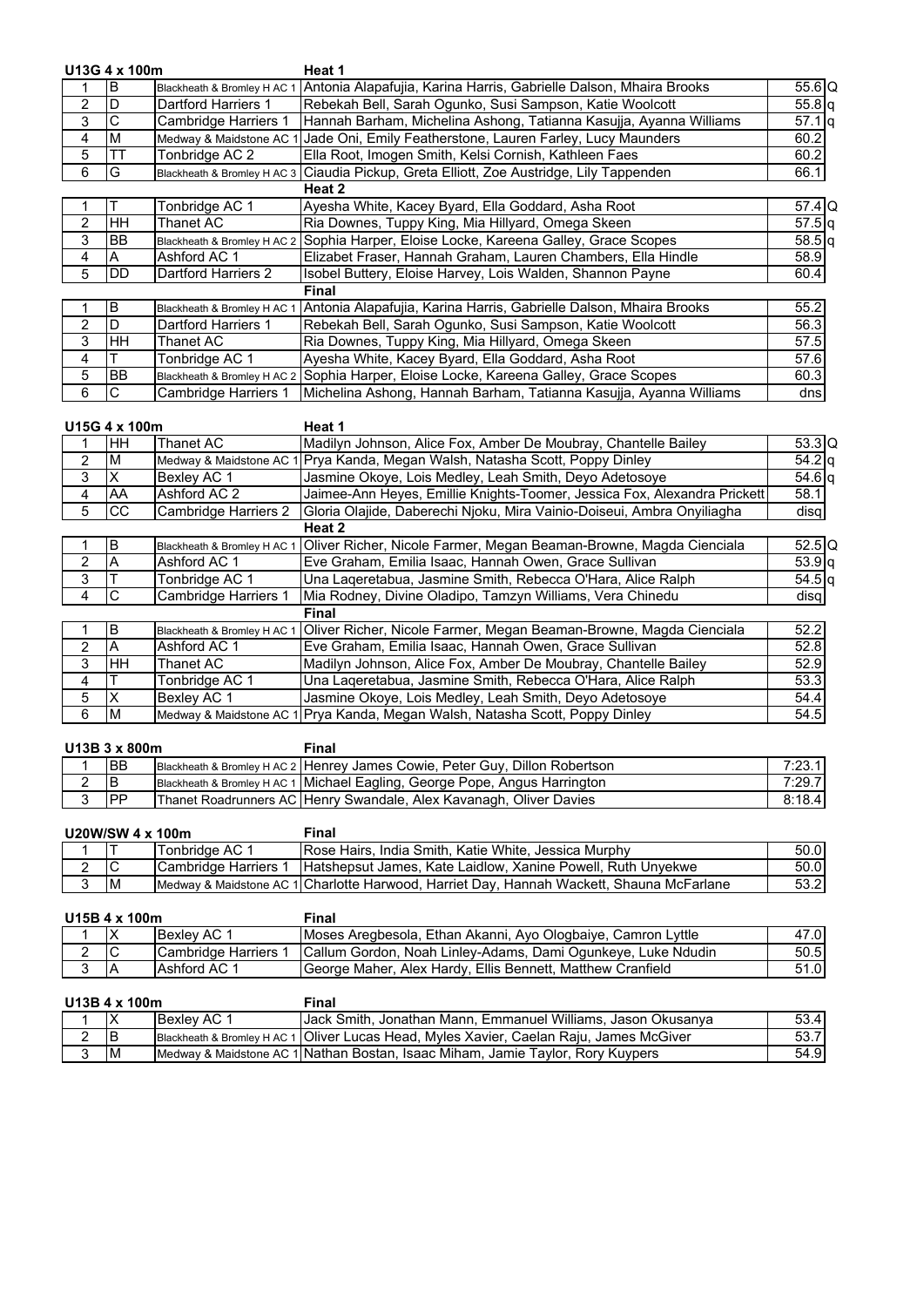## U13G 4 x 100m

**Heat 1**

| | | | | | |
|---|---|---|---|---|---|
| 1 | B | Blackheath & Bromley H AC 1 | Antonia Alapafujia, Karina Harris, Gabrielle Dalson, Mhaira Brooks | 55.6 | Q |
| 2 | D | Dartford Harriers 1 | Rebekah Bell, Sarah Ogunko, Susi Sampson, Katie Woolcott | 55.8 | q |
| 3 | C | Cambridge Harriers 1 | Hannah Barham, Michelina Ashong, Tatianna Kasujja, Ayanna Williams | 57.1 | q |
| 4 | M | Medway & Maidstone AC 1 | Jade Oni, Emily Featherstone, Lauren Farley, Lucy Maunders | 60.2 | |
| 5 | TT | Tonbridge AC 2 | Ella Root, Imogen Smith, Kelsi Cornish, Kathleen Faes | 60.2 | |
| 6 | G | Blackheath & Bromley H AC 3 | Ciaudia Pickup, Greta Elliott, Zoe Austridge, Lily Tappenden | 66.1 | |

**Heat 2**

| | | | | | |
|---|---|---|---|---|---|
| 1 | T | Tonbridge AC 1 | Ayesha White, Kacey Byard, Ella Goddard, Asha Root | 57.4 | Q |
| 2 | HH | Thanet AC | Ria Downes, Tuppy King, Mia Hillyard, Omega Skeen | 57.5 | q |
| 3 | BB | Blackheath & Bromley H AC 2 | Sophia Harper, Eloise Locke, Kareena Galley, Grace Scopes | 58.5 | q |
| 4 | A | Ashford AC 1 | Elizabet Fraser, Hannah Graham, Lauren Chambers, Ella Hindle | 58.9 | |
| 5 | DD | Dartford Harriers 2 | Isobel Buttery, Eloise Harvey, Lois Walden, Shannon Payne | 60.4 | |

**Final**

| | | | | |
|---|---|---|---|---|
| 1 | B | Blackheath & Bromley H AC 1 | Antonia Alapafujia, Karina Harris, Gabrielle Dalson, Mhaira Brooks | 55.2 |
| 2 | D | Dartford Harriers 1 | Rebekah Bell, Sarah Ogunko, Susi Sampson, Katie Woolcott | 56.3 |
| 3 | HH | Thanet AC | Ria Downes, Tuppy King, Mia Hillyard, Omega Skeen | 57.5 |
| 4 | T | Tonbridge AC 1 | Ayesha White, Kacey Byard, Ella Goddard, Asha Root | 57.6 |
| 5 | BB | Blackheath & Bromley H AC 2 | Sophia Harper, Eloise Locke, Kareena Galley, Grace Scopes | 60.3 |
| 6 | C | Cambridge Harriers 1 | Michelina Ashong, Hannah Barham, Tatianna Kasujja, Ayanna Williams | dns |

## U15G 4 x 100m

**Heat 1**

| | | | | | |
|---|---|---|---|---|---|
| 1 | HH | Thanet AC | Madilyn Johnson, Alice Fox, Amber De Moubray, Chantelle Bailey | 53.3 | Q |
| 2 | M | Medway & Maidstone AC 1 | Prya Kanda, Megan Walsh, Natasha Scott, Poppy Dinley | 54.2 | q |
| 3 | X | Bexley AC 1 | Jasmine Okoye, Lois Medley, Leah Smith, Deyo Adetosoye | 54.6 | q |
| 4 | AA | Ashford AC 2 | Jaimee-Ann Heyes, Emillie Knights-Toomer, Jessica Fox, Alexandra Prickett | 58.1 | |
| 5 | CC | Cambridge Harriers 2 | Gloria Olajide, Daberechi Njoku, Mira Vainio-Doiseui, Ambra Onyiliagha | disq | |

**Heat 2**

| | | | | | |
|---|---|---|---|---|---|
| 1 | B | Blackheath & Bromley H AC 1 | Oliver Richer, Nicole Farmer, Megan Beaman-Browne, Magda Cienciala | 52.5 | Q |
| 2 | A | Ashford AC 1 | Eve Graham, Emilia Isaac, Hannah Owen, Grace Sullivan | 53.9 | q |
| 3 | T | Tonbridge AC 1 | Una Laqeretabua, Jasmine Smith, Rebecca O'Hara, Alice Ralph | 54.5 | q |
| 4 | C | Cambridge Harriers 1 | Mia Rodney, Divine Oladipo, Tamzyn Williams, Vera Chinedu | disq | |

**Final**

| | | | | |
|---|---|---|---|---|
| 1 | B | Blackheath & Bromley H AC 1 | Oliver Richer, Nicole Farmer, Megan Beaman-Browne, Magda Cienciala | 52.2 |
| 2 | A | Ashford AC 1 | Eve Graham, Emilia Isaac, Hannah Owen, Grace Sullivan | 52.8 |
| 3 | HH | Thanet AC | Madilyn Johnson, Alice Fox, Amber De Moubray, Chantelle Bailey | 52.9 |
| 4 | T | Tonbridge AC 1 | Una Laqeretabua, Jasmine Smith, Rebecca O'Hara, Alice Ralph | 53.3 |
| 5 | X | Bexley AC 1 | Jasmine Okoye, Lois Medley, Leah Smith, Deyo Adetosoye | 54.4 |
| 6 | M | Medway & Maidstone AC 1 | Prya Kanda, Megan Walsh, Natasha Scott, Poppy Dinley | 54.5 |

## U13B 3 x 800m

**Final**

| | | | | |
|---|---|---|---|---|
| 1 | BB | Blackheath & Bromley H AC 2 | Henrey James Cowie, Peter Guy, Dillon Robertson | 7:23.1 |
| 2 | B | Blackheath & Bromley H AC 1 | Michael Eagling, George Pope, Angus Harrington | 7:29.7 |
| 3 | PP | Thanet Roadrunners AC | Henry Swandale, Alex Kavanagh, Oliver Davies | 8:18.4 |

## U20W/SW 4 x 100m

**Final**

| | | | | |
|---|---|---|---|---|
| 1 | T | Tonbridge AC 1 | Rose Hairs, India Smith, Katie White, Jessica Murphy | 50.0 |
| 2 | C | Cambridge Harriers 1 | Hatshepsut James, Kate Laidlow, Xanine Powell, Ruth Unyekwe | 50.0 |
| 3 | M | Medway & Maidstone AC 1 | Charlotte Harwood, Harriet Day, Hannah Wackett, Shauna McFarlane | 53.2 |

## U15B 4 x 100m

**Final**

| | | | | |
|---|---|---|---|---|
| 1 | X | Bexley AC 1 | Moses Aregbesola, Ethan Akanni, Ayo Ologbaiye, Camron Lyttle | 47.0 |
| 2 | C | Cambridge Harriers 1 | Callum Gordon, Noah Linley-Adams, Dami Ogunkeye, Luke Ndudin | 50.5 |
| 3 | A | Ashford AC 1 | George Maher, Alex Hardy, Ellis Bennett, Matthew Cranfield | 51.0 |

## U13B 4 x 100m

**Final**

| | | | | |
|---|---|---|---|---|
| 1 | X | Bexley AC 1 | Jack Smith, Jonathan Mann, Emmanuel Williams, Jason Okusanya | 53.4 |
| 2 | B | Blackheath & Bromley H AC 1 | Oliver Lucas Head, Myles Xavier, Caelan Raju, James McGiver | 53.7 |
| 3 | M | Medway & Maidstone AC 1 | Nathan Bostan, Isaac Miham, Jamie Taylor, Rory Kuypers | 54.9 |